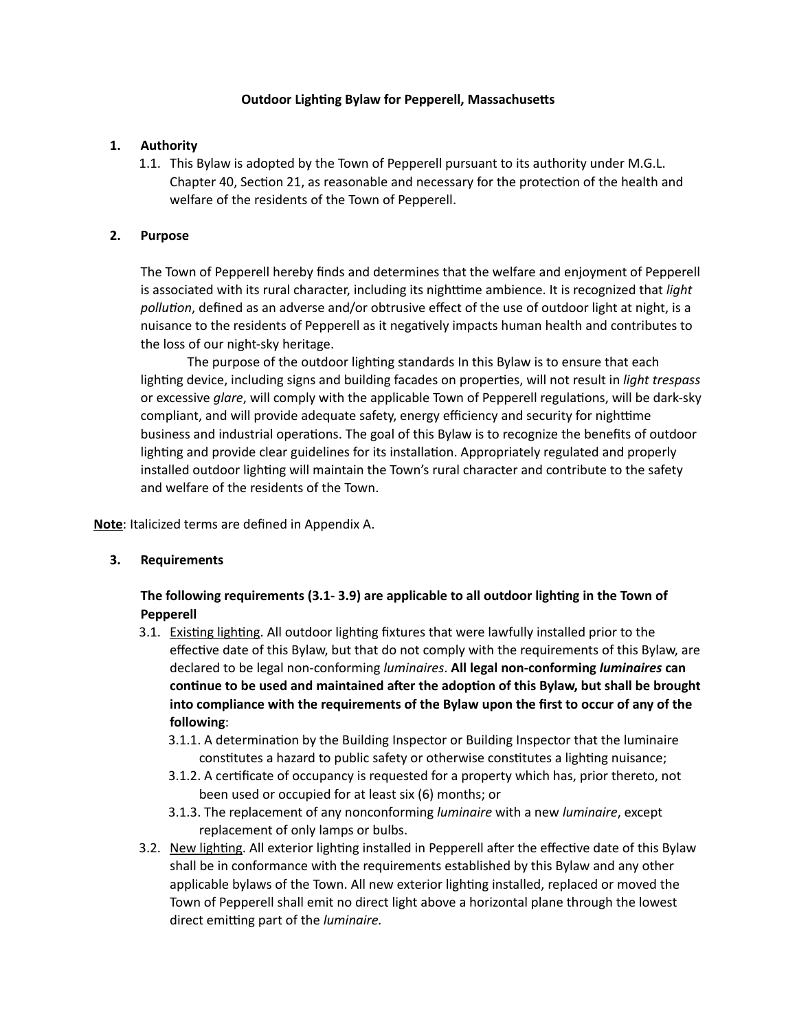# Outdoor Lighting Bylaw for Pepperell, Massachusetts

## 1. Authority

1.1. This Bylaw is adopted by the Town of Pepperell pursuant to its authority under M.G.L. Chapter 40, Section 21, as reasonable and necessary for the protection of the health and welfare of the residents of the Town of Pepperell.

## 2. Purpose

The Town of Pepperell hereby finds and determines that the welfare and enjoyment of Pepperell is associated with its rural character, including its nighttime ambience. It is recognized that *light pollution*, defined as an adverse and/or obtrusive effect of the use of outdoor light at night, is a nuisance to the residents of Pepperell as it negatively impacts human health and contributes to the loss of our night-sky heritage.

The purpose of the outdoor lighting standards In this Bylaw is to ensure that each lighting device, including signs and building facades on properties, will not result in *light trespass* or excessive *glare*, will comply with the applicable Town of Pepperell regulations, will be dark-sky compliant, and will provide adequate safety, energy efficiency and security for nighttime business and industrial operations. The goal of this Bylaw is to recognize the benefits of outdoor lighting and provide clear guidelines for its installation. Appropriately regulated and properly installed outdoor lighting will maintain the Town's rural character and contribute to the safety and welfare of the residents of the Town.

**Note**: Italicized terms are defined in Appendix A.

## 3. Requirements

**The following requirements (3.1- 3.9) are applicable to all outdoor lighting in the Town of Pepperell**

3.1. Existing lighting. All outdoor lighting fixtures that were lawfully installed prior to the effective date of this Bylaw, but that do not comply with the requirements of this Bylaw, are declared to be legal non-conforming *luminaires*. **All legal non-conforming *luminaires* can continue to be used and maintained after the adoption of this Bylaw, but shall be brought into compliance with the requirements of the Bylaw upon the first to occur of any of the following**:

3.1.1. A determination by the Building Inspector or Building Inspector that the luminaire constitutes a hazard to public safety or otherwise constitutes a lighting nuisance;

3.1.2. A certificate of occupancy is requested for a property which has, prior thereto, not been used or occupied for at least six (6) months; or

3.1.3. The replacement of any nonconforming *luminaire* with a new *luminaire*, except replacement of only lamps or bulbs.

3.2. New lighting. All exterior lighting installed in Pepperell after the effective date of this Bylaw shall be in conformance with the requirements established by this Bylaw and any other applicable bylaws of the Town. All new exterior lighting installed, replaced or moved the Town of Pepperell shall emit no direct light above a horizontal plane through the lowest direct emitting part of the *luminaire.*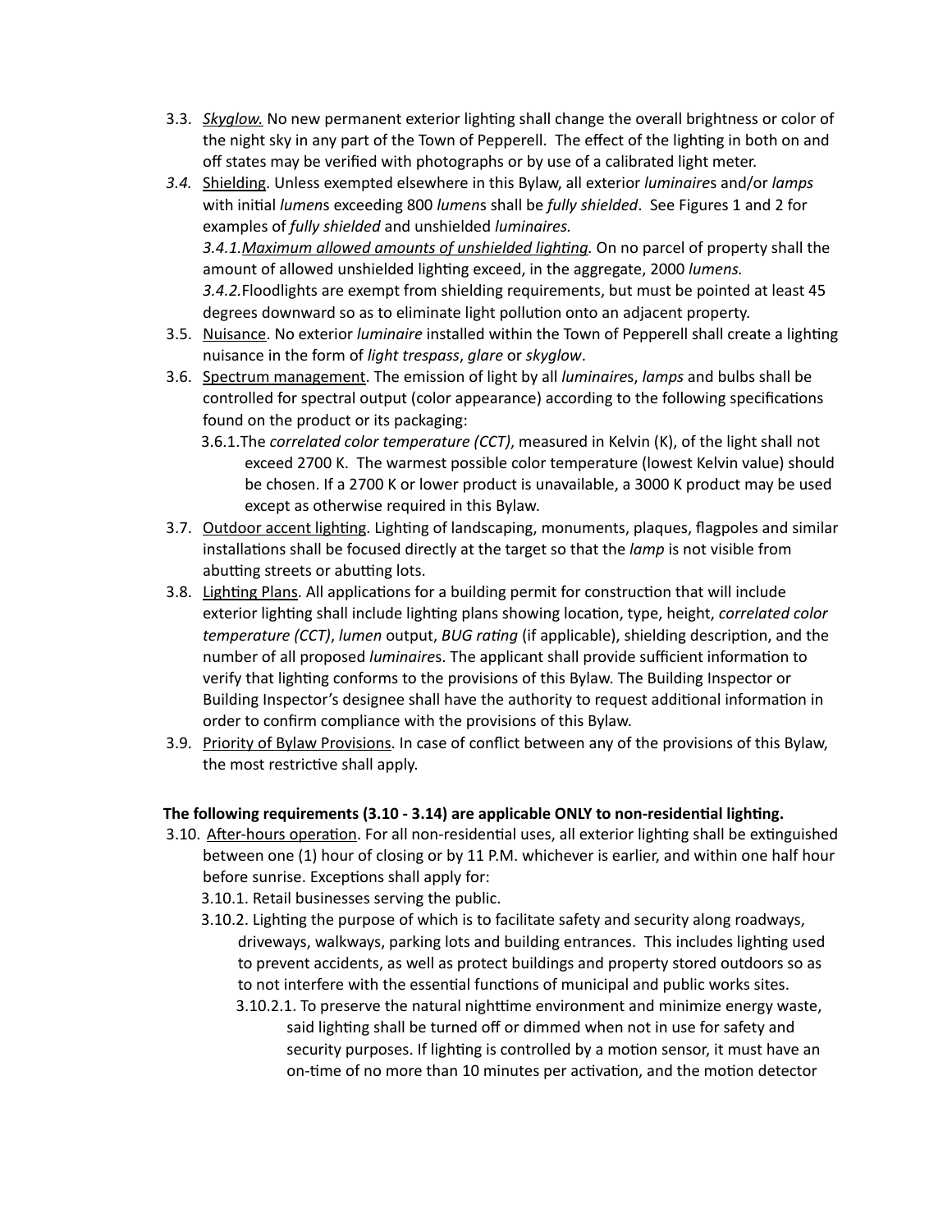3.3. *Skyglow.* No new permanent exterior lighting shall change the overall brightness or color of the night sky in any part of the Town of Pepperell. The effect of the lighting in both on and off states may be verified with photographs or by use of a calibrated light meter.

*3.4.* Shielding. Unless exempted elsewhere in this Bylaw, all exterior *luminaire*s and/or *lamps* with initial *lumen*s exceeding 800 *lumen*s shall be *fully shielded*. See Figures 1 and 2 for examples of *fully shielded* and unshielded *luminaires.*

*3.4.1.Maximum allowed amounts of unshielded lighting.* On no parcel of property shall the amount of allowed unshielded lighting exceed, in the aggregate, 2000 *lumens.*

*3.4.2.*Floodlights are exempt from shielding requirements, but must be pointed at least 45 degrees downward so as to eliminate light pollution onto an adjacent property.

3.5. Nuisance. No exterior *luminaire* installed within the Town of Pepperell shall create a lighting nuisance in the form of *light trespass*, *glare* or *skyglow*.

3.6. Spectrum management. The emission of light by all *luminaire*s, *lamps* and bulbs shall be controlled for spectral output (color appearance) according to the following specifications found on the product or its packaging:

3.6.1.The *correlated color temperature (CCT)*, measured in Kelvin (K), of the light shall not exceed 2700 K. The warmest possible color temperature (lowest Kelvin value) should be chosen. If a 2700 K or lower product is unavailable, a 3000 K product may be used except as otherwise required in this Bylaw.

3.7. Outdoor accent lighting. Lighting of landscaping, monuments, plaques, flagpoles and similar installations shall be focused directly at the target so that the *lamp* is not visible from abutting streets or abutting lots.

3.8. Lighting Plans. All applications for a building permit for construction that will include exterior lighting shall include lighting plans showing location, type, height, *correlated color temperature (CCT)*, *lumen* output, *BUG rating* (if applicable), shielding description, and the number of all proposed *luminaire*s. The applicant shall provide sufficient information to verify that lighting conforms to the provisions of this Bylaw. The Building Inspector or Building Inspector's designee shall have the authority to request additional information in order to confirm compliance with the provisions of this Bylaw.

3.9. Priority of Bylaw Provisions. In case of conflict between any of the provisions of this Bylaw, the most restrictive shall apply.

**The following requirements (3.10 - 3.14) are applicable ONLY to non-residential lighting.**

3.10. After-hours operation. For all non-residential uses, all exterior lighting shall be extinguished between one (1) hour of closing or by 11 P.M. whichever is earlier, and within one half hour before sunrise. Exceptions shall apply for:

3.10.1. Retail businesses serving the public.

3.10.2. Lighting the purpose of which is to facilitate safety and security along roadways, driveways, walkways, parking lots and building entrances. This includes lighting used to prevent accidents, as well as protect buildings and property stored outdoors so as to not interfere with the essential functions of municipal and public works sites.

3.10.2.1. To preserve the natural nighttime environment and minimize energy waste, said lighting shall be turned off or dimmed when not in use for safety and security purposes. If lighting is controlled by a motion sensor, it must have an on-time of no more than 10 minutes per activation, and the motion detector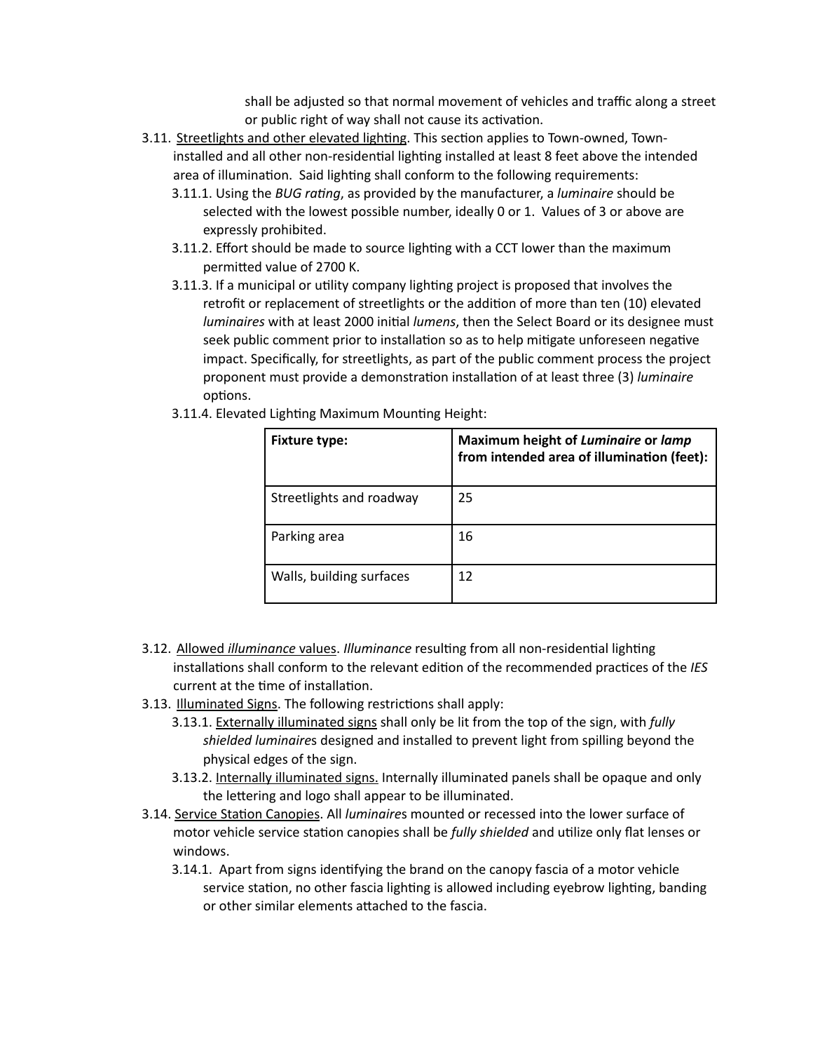shall be adjusted so that normal movement of vehicles and traffic along a street or public right of way shall not cause its activation.

3.11. Streetlights and other elevated lighting. This section applies to Town-owned, Town-installed and all other non-residential lighting installed at least 8 feet above the intended area of illumination. Said lighting shall conform to the following requirements:

- 3.11.1. Using the *BUG rating*, as provided by the manufacturer, a *luminaire* should be selected with the lowest possible number, ideally 0 or 1. Values of 3 or above are expressly prohibited.
- 3.11.2. Effort should be made to source lighting with a CCT lower than the maximum permitted value of 2700 K.
- 3.11.3. If a municipal or utility company lighting project is proposed that involves the retrofit or replacement of streetlights or the addition of more than ten (10) elevated *luminaires* with at least 2000 initial *lumens*, then the Select Board or its designee must seek public comment prior to installation so as to help mitigate unforeseen negative impact. Specifically, for streetlights, as part of the public comment process the project proponent must provide a demonstration installation of at least three (3) *luminaire* options.
- 3.11.4. Elevated Lighting Maximum Mounting Height:

| Fixture type: | Maximum height of *Luminaire* or *lamp* from intended area of illumination (feet): |
|---|---|
| Streetlights and roadway | 25 |
| Parking area | 16 |
| Walls, building surfaces | 12 |

3.12. Allowed *illuminance* values. *Illuminance* resulting from all non-residential lighting installations shall conform to the relevant edition of the recommended practices of the *IES* current at the time of installation.

3.13. Illuminated Signs. The following restrictions shall apply:

- 3.13.1. Externally illuminated signs shall only be lit from the top of the sign, with *fully shielded luminaires* designed and installed to prevent light from spilling beyond the physical edges of the sign.
- 3.13.2. Internally illuminated signs. Internally illuminated panels shall be opaque and only the lettering and logo shall appear to be illuminated.

3.14. Service Station Canopies. All *luminaire*s mounted or recessed into the lower surface of motor vehicle service station canopies shall be *fully shielded* and utilize only flat lenses or windows.

- 3.14.1. Apart from signs identifying the brand on the canopy fascia of a motor vehicle service station, no other fascia lighting is allowed including eyebrow lighting, banding or other similar elements attached to the fascia.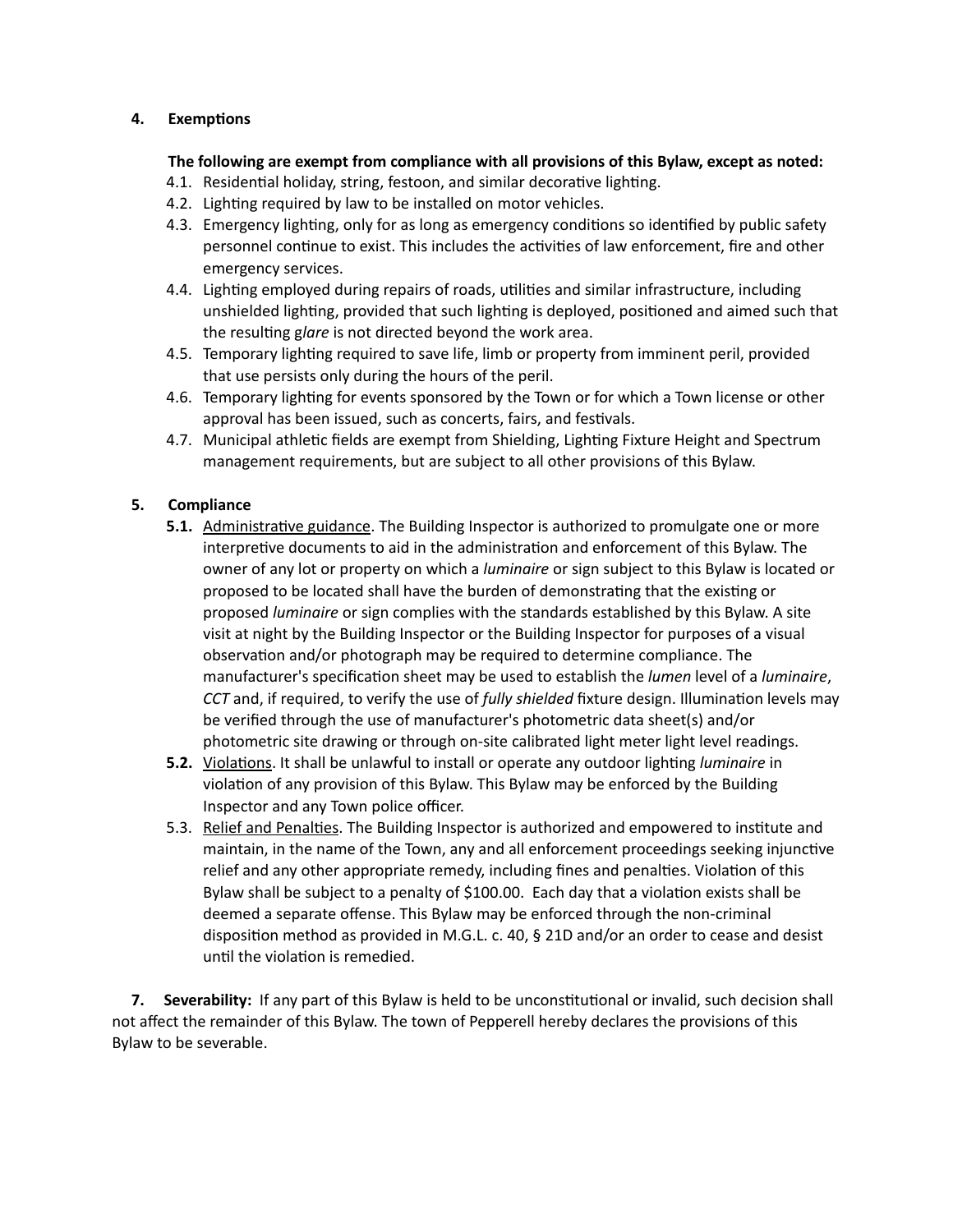**4. Exemptions**

**The following are exempt from compliance with all provisions of this Bylaw, except as noted:**

4.1. Residential holiday, string, festoon, and similar decorative lighting.

4.2. Lighting required by law to be installed on motor vehicles.

4.3. Emergency lighting, only for as long as emergency conditions so identified by public safety personnel continue to exist. This includes the activities of law enforcement, fire and other emergency services.

4.4. Lighting employed during repairs of roads, utilities and similar infrastructure, including unshielded lighting, provided that such lighting is deployed, positioned and aimed such that the resulting g*lare* is not directed beyond the work area.

4.5. Temporary lighting required to save life, limb or property from imminent peril, provided that use persists only during the hours of the peril.

4.6. Temporary lighting for events sponsored by the Town or for which a Town license or other approval has been issued, such as concerts, fairs, and festivals.

4.7. Municipal athletic fields are exempt from Shielding, Lighting Fixture Height and Spectrum management requirements, but are subject to all other provisions of this Bylaw.

**5. Compliance**

**5.1.** Administrative guidance. The Building Inspector is authorized to promulgate one or more interpretive documents to aid in the administration and enforcement of this Bylaw. The owner of any lot or property on which a *luminaire* or sign subject to this Bylaw is located or proposed to be located shall have the burden of demonstrating that the existing or proposed *luminaire* or sign complies with the standards established by this Bylaw. A site visit at night by the Building Inspector or the Building Inspector for purposes of a visual observation and/or photograph may be required to determine compliance. The manufacturer's specification sheet may be used to establish the *lumen* level of a *luminaire*, *CCT* and, if required, to verify the use of *fully shielded* fixture design. Illumination levels may be verified through the use of manufacturer's photometric data sheet(s) and/or photometric site drawing or through on-site calibrated light meter light level readings.

**5.2.** Violations. It shall be unlawful to install or operate any outdoor lighting *luminaire* in violation of any provision of this Bylaw. This Bylaw may be enforced by the Building Inspector and any Town police officer.

5.3. Relief and Penalties. The Building Inspector is authorized and empowered to institute and maintain, in the name of the Town, any and all enforcement proceedings seeking injunctive relief and any other appropriate remedy, including fines and penalties. Violation of this Bylaw shall be subject to a penalty of $100.00. Each day that a violation exists shall be deemed a separate offense. This Bylaw may be enforced through the non-criminal disposition method as provided in M.G.L. c. 40, § 21D and/or an order to cease and desist until the violation is remedied.

**7. Severability:** If any part of this Bylaw is held to be unconstitutional or invalid, such decision shall not affect the remainder of this Bylaw. The town of Pepperell hereby declares the provisions of this Bylaw to be severable.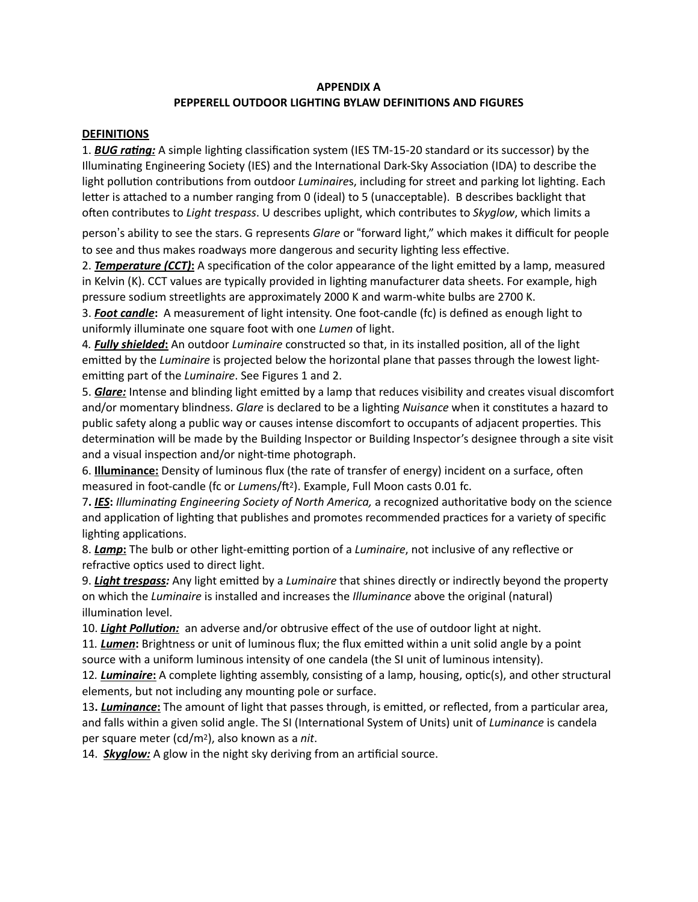**APPENDIX A**

**PEPPERELL OUTDOOR LIGHTING BYLAW DEFINITIONS AND FIGURES**

**DEFINITIONS**

1. ***BUG rating:*** A simple lighting classification system (IES TM-15-20 standard or its successor) by the Illuminating Engineering Society (IES) and the International Dark-Sky Association (IDA) to describe the light pollution contributions from outdoor *Luminaire*s, including for street and parking lot lighting. Each letter is attached to a number ranging from 0 (ideal) to 5 (unacceptable). B describes backlight that often contributes to *Light trespass*. U describes uplight, which contributes to *Skyglow*, which limits a person's ability to see the stars. G represents *Glare* or "forward light," which makes it difficult for people to see and thus makes roadways more dangerous and security lighting less effective.

2. ***Temperature (CCT):*** A specification of the color appearance of the light emitted by a lamp, measured in Kelvin (K). CCT values are typically provided in lighting manufacturer data sheets. For example, high pressure sodium streetlights are approximately 2000 K and warm-white bulbs are 2700 K.

3. ***Foot candle*****:** A measurement of light intensity. One foot-candle (fc) is defined as enough light to uniformly illuminate one square foot with one *Lumen* of light.

4. ***Fully shielded*****:** An outdoor *Luminaire* constructed so that, in its installed position, all of the light emitted by the *Luminaire* is projected below the horizontal plane that passes through the lowest light-emitting part of the *Luminaire*. See Figures 1 and 2.

5. ***Glare:*** Intense and blinding light emitted by a lamp that reduces visibility and creates visual discomfort and/or momentary blindness. *Glare* is declared to be a lighting *Nuisance* when it constitutes a hazard to public safety along a public way or causes intense discomfort to occupants of adjacent properties. This determination will be made by the Building Inspector or Building Inspector's designee through a site visit and a visual inspection and/or night-time photograph.

6. **Illuminance:** Density of luminous flux (the rate of transfer of energy) incident on a surface, often measured in foot-candle (fc or *Lumen*s/ft$^2$). Example, Full Moon casts 0.01 fc.

7. ***IES*****:** *Illuminating Engineering Society of North America,* a recognized authoritative body on the science and application of lighting that publishes and promotes recommended practices for a variety of specific lighting applications.

8. ***Lamp*****:** The bulb or other light-emitting portion of a *Luminaire*, not inclusive of any reflective or refractive optics used to direct light.

9. ***Light trespass:*** Any light emitted by a *Luminaire* that shines directly or indirectly beyond the property on which the *Luminaire* is installed and increases the *Illuminance* above the original (natural) illumination level.

10. ***Light Pollution:*** an adverse and/or obtrusive effect of the use of outdoor light at night.

11. ***Lumen*****:** Brightness or unit of luminous flux; the flux emitted within a unit solid angle by a point source with a uniform luminous intensity of one candela (the SI unit of luminous intensity).

12. ***Luminaire*****:** A complete lighting assembly, consisting of a lamp, housing, optic(s), and other structural elements, but not including any mounting pole or surface.

13. ***Luminance*****:** The amount of light that passes through, is emitted, or reflected, from a particular area, and falls within a given solid angle. The SI (International System of Units) unit of *Luminance* is candela per square meter (cd/m$^2$), also known as a *nit*.

14. ***Skyglow:*** A glow in the night sky deriving from an artificial source.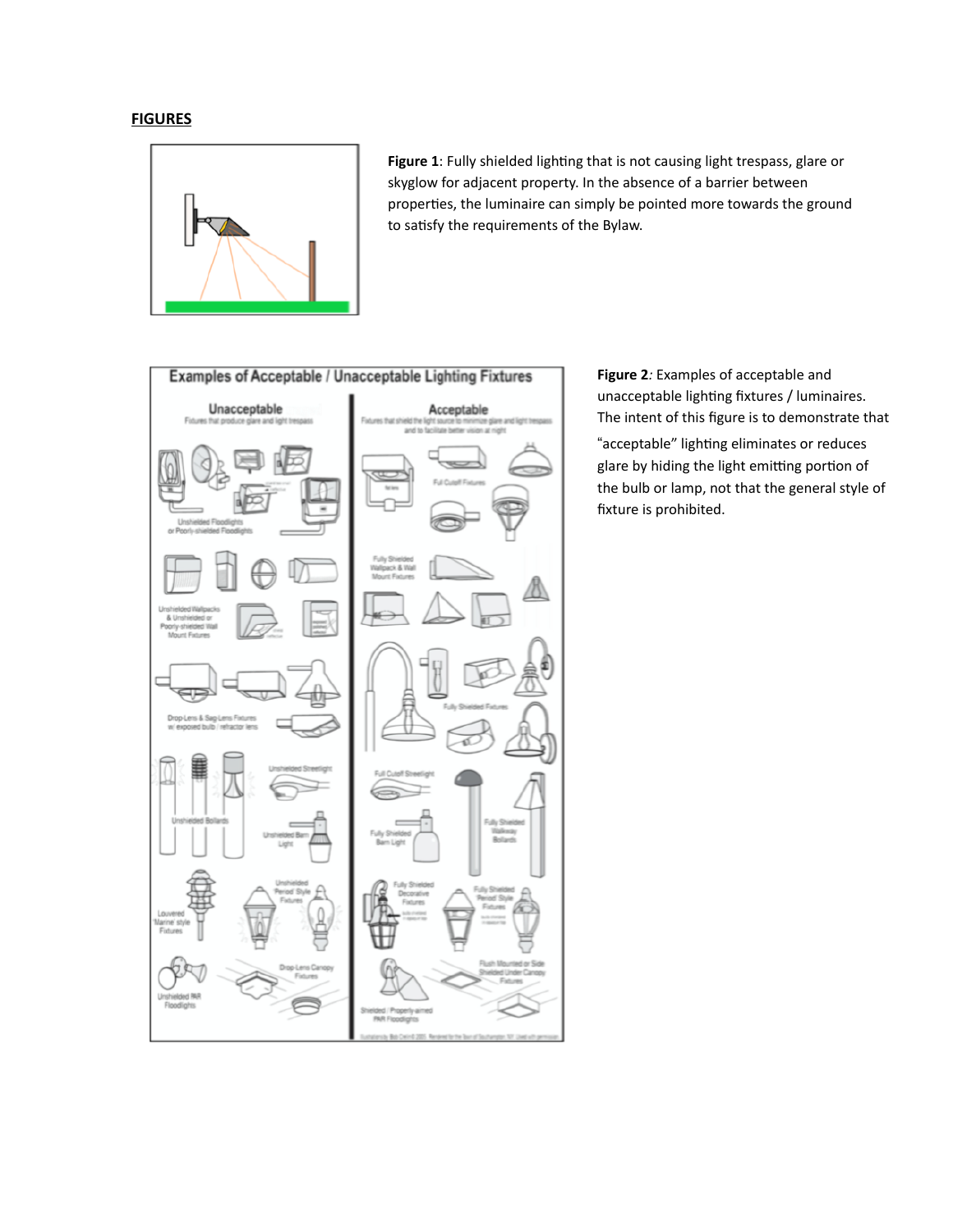**FIGURES**

**Figure 1**: Fully shielded lighting that is not causing light trespass, glare or skyglow for adjacent property. In the absence of a barrier between properties, the luminaire can simply be pointed more towards the ground to satisfy the requirements of the Bylaw.

**Figure 2***:* Examples of acceptable and unacceptable lighting fixtures / luminaires. The intent of this figure is to demonstrate that "acceptable" lighting eliminates or reduces glare by hiding the light emitting portion of the bulb or lamp, not that the general style of fixture is prohibited.